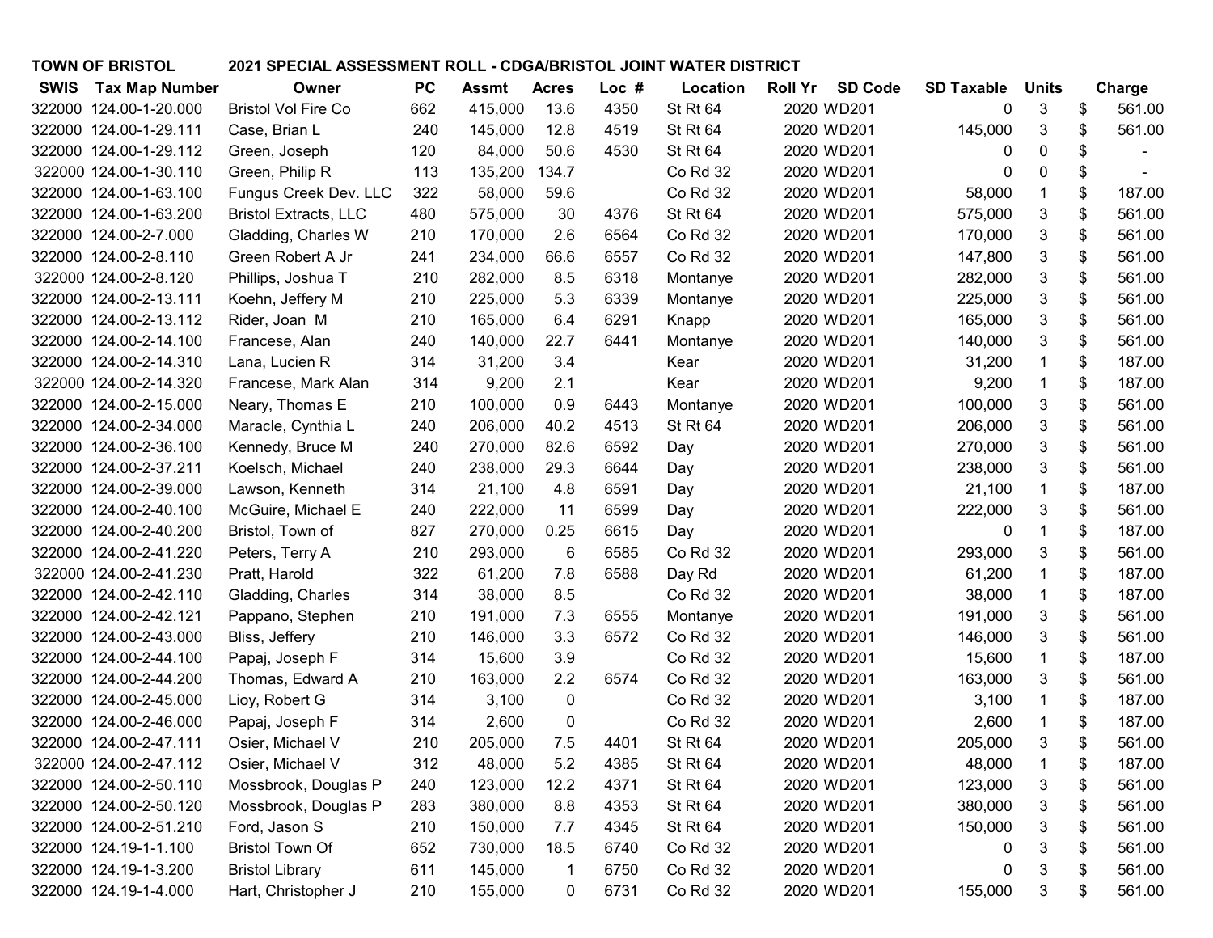**TOWN OF BRISTOL** **2021 SPECIAL ASSESSMENT ROLL - CDGA/BRISTOL JOINT WATER DISTRICT**

| SWIS | Tax Map Number | Owner | PC | Assmt | Acres | Loc # | Location | Roll Yr | SD Code | SD Taxable | Units | Charge |
|---|---|---|---|---|---|---|---|---|---|---|---|---|
| 322000 | 124.00-1-20.000 | Bristol Vol Fire Co | 662 | 415,000 | 13.6 | 4350 | St Rt 64 | 2020 | WD201 | 0 | 3 | $ 561.00 |
| 322000 | 124.00-1-29.111 | Case, Brian L | 240 | 145,000 | 12.8 | 4519 | St Rt 64 | 2020 | WD201 | 145,000 | 3 | $ 561.00 |
| 322000 | 124.00-1-29.112 | Green, Joseph | 120 | 84,000 | 50.6 | 4530 | St Rt 64 | 2020 | WD201 | 0 | 0 | $ - |
| 322000 | 124.00-1-30.110 | Green, Philip R | 113 | 135,200 | 134.7 | | Co Rd 32 | 2020 | WD201 | 0 | 0 | $ - |
| 322000 | 124.00-1-63.100 | Fungus Creek Dev. LLC | 322 | 58,000 | 59.6 | | Co Rd 32 | 2020 | WD201 | 58,000 | 1 | $ 187.00 |
| 322000 | 124.00-1-63.200 | Bristol Extracts, LLC | 480 | 575,000 | 30 | 4376 | St Rt 64 | 2020 | WD201 | 575,000 | 3 | $ 561.00 |
| 322000 | 124.00-2-7.000 | Gladding, Charles W | 210 | 170,000 | 2.6 | 6564 | Co Rd 32 | 2020 | WD201 | 170,000 | 3 | $ 561.00 |
| 322000 | 124.00-2-8.110 | Green Robert A Jr | 241 | 234,000 | 66.6 | 6557 | Co Rd 32 | 2020 | WD201 | 147,800 | 3 | $ 561.00 |
| 322000 | 124.00-2-8.120 | Phillips, Joshua T | 210 | 282,000 | 8.5 | 6318 | Montanye | 2020 | WD201 | 282,000 | 3 | $ 561.00 |
| 322000 | 124.00-2-13.111 | Koehn, Jeffery M | 210 | 225,000 | 5.3 | 6339 | Montanye | 2020 | WD201 | 225,000 | 3 | $ 561.00 |
| 322000 | 124.00-2-13.112 | Rider, Joan M | 210 | 165,000 | 6.4 | 6291 | Knapp | 2020 | WD201 | 165,000 | 3 | $ 561.00 |
| 322000 | 124.00-2-14.100 | Francese, Alan | 240 | 140,000 | 22.7 | 6441 | Montanye | 2020 | WD201 | 140,000 | 3 | $ 561.00 |
| 322000 | 124.00-2-14.310 | Lana, Lucien R | 314 | 31,200 | 3.4 | | Kear | 2020 | WD201 | 31,200 | 1 | $ 187.00 |
| 322000 | 124.00-2-14.320 | Francese, Mark Alan | 314 | 9,200 | 2.1 | | Kear | 2020 | WD201 | 9,200 | 1 | $ 187.00 |
| 322000 | 124.00-2-15.000 | Neary, Thomas E | 210 | 100,000 | 0.9 | 6443 | Montanye | 2020 | WD201 | 100,000 | 3 | $ 561.00 |
| 322000 | 124.00-2-34.000 | Maracle, Cynthia L | 240 | 206,000 | 40.2 | 4513 | St Rt 64 | 2020 | WD201 | 206,000 | 3 | $ 561.00 |
| 322000 | 124.00-2-36.100 | Kennedy, Bruce M | 240 | 270,000 | 82.6 | 6592 | Day | 2020 | WD201 | 270,000 | 3 | $ 561.00 |
| 322000 | 124.00-2-37.211 | Koelsch, Michael | 240 | 238,000 | 29.3 | 6644 | Day | 2020 | WD201 | 238,000 | 3 | $ 561.00 |
| 322000 | 124.00-2-39.000 | Lawson, Kenneth | 314 | 21,100 | 4.8 | 6591 | Day | 2020 | WD201 | 21,100 | 1 | $ 187.00 |
| 322000 | 124.00-2-40.100 | McGuire, Michael E | 240 | 222,000 | 11 | 6599 | Day | 2020 | WD201 | 222,000 | 3 | $ 561.00 |
| 322000 | 124.00-2-40.200 | Bristol, Town of | 827 | 270,000 | 0.25 | 6615 | Day | 2020 | WD201 | 0 | 1 | $ 187.00 |
| 322000 | 124.00-2-41.220 | Peters, Terry A | 210 | 293,000 | 6 | 6585 | Co Rd 32 | 2020 | WD201 | 293,000 | 3 | $ 561.00 |
| 322000 | 124.00-2-41.230 | Pratt, Harold | 322 | 61,200 | 7.8 | 6588 | Day Rd | 2020 | WD201 | 61,200 | 1 | $ 187.00 |
| 322000 | 124.00-2-42.110 | Gladding, Charles | 314 | 38,000 | 8.5 | | Co Rd 32 | 2020 | WD201 | 38,000 | 1 | $ 187.00 |
| 322000 | 124.00-2-42.121 | Pappano, Stephen | 210 | 191,000 | 7.3 | 6555 | Montanye | 2020 | WD201 | 191,000 | 3 | $ 561.00 |
| 322000 | 124.00-2-43.000 | Bliss, Jeffery | 210 | 146,000 | 3.3 | 6572 | Co Rd 32 | 2020 | WD201 | 146,000 | 3 | $ 561.00 |
| 322000 | 124.00-2-44.100 | Papaj, Joseph F | 314 | 15,600 | 3.9 | | Co Rd 32 | 2020 | WD201 | 15,600 | 1 | $ 187.00 |
| 322000 | 124.00-2-44.200 | Thomas, Edward A | 210 | 163,000 | 2.2 | 6574 | Co Rd 32 | 2020 | WD201 | 163,000 | 3 | $ 561.00 |
| 322000 | 124.00-2-45.000 | Lioy, Robert G | 314 | 3,100 | 0 | | Co Rd 32 | 2020 | WD201 | 3,100 | 1 | $ 187.00 |
| 322000 | 124.00-2-46.000 | Papaj, Joseph F | 314 | 2,600 | 0 | | Co Rd 32 | 2020 | WD201 | 2,600 | 1 | $ 187.00 |
| 322000 | 124.00-2-47.111 | Osier, Michael V | 210 | 205,000 | 7.5 | 4401 | St Rt 64 | 2020 | WD201 | 205,000 | 3 | $ 561.00 |
| 322000 | 124.00-2-47.112 | Osier, Michael V | 312 | 48,000 | 5.2 | 4385 | St Rt 64 | 2020 | WD201 | 48,000 | 1 | $ 187.00 |
| 322000 | 124.00-2-50.110 | Mossbrook, Douglas P | 240 | 123,000 | 12.2 | 4371 | St Rt 64 | 2020 | WD201 | 123,000 | 3 | $ 561.00 |
| 322000 | 124.00-2-50.120 | Mossbrook, Douglas P | 283 | 380,000 | 8.8 | 4353 | St Rt 64 | 2020 | WD201 | 380,000 | 3 | $ 561.00 |
| 322000 | 124.00-2-51.210 | Ford, Jason S | 210 | 150,000 | 7.7 | 4345 | St Rt 64 | 2020 | WD201 | 150,000 | 3 | $ 561.00 |
| 322000 | 124.19-1-1.100 | Bristol Town Of | 652 | 730,000 | 18.5 | 6740 | Co Rd 32 | 2020 | WD201 | 0 | 3 | $ 561.00 |
| 322000 | 124.19-1-3.200 | Bristol Library | 611 | 145,000 | 1 | 6750 | Co Rd 32 | 2020 | WD201 | 0 | 3 | $ 561.00 |
| 322000 | 124.19-1-4.000 | Hart, Christopher J | 210 | 155,000 | 0 | 6731 | Co Rd 32 | 2020 | WD201 | 155,000 | 3 | $ 561.00 |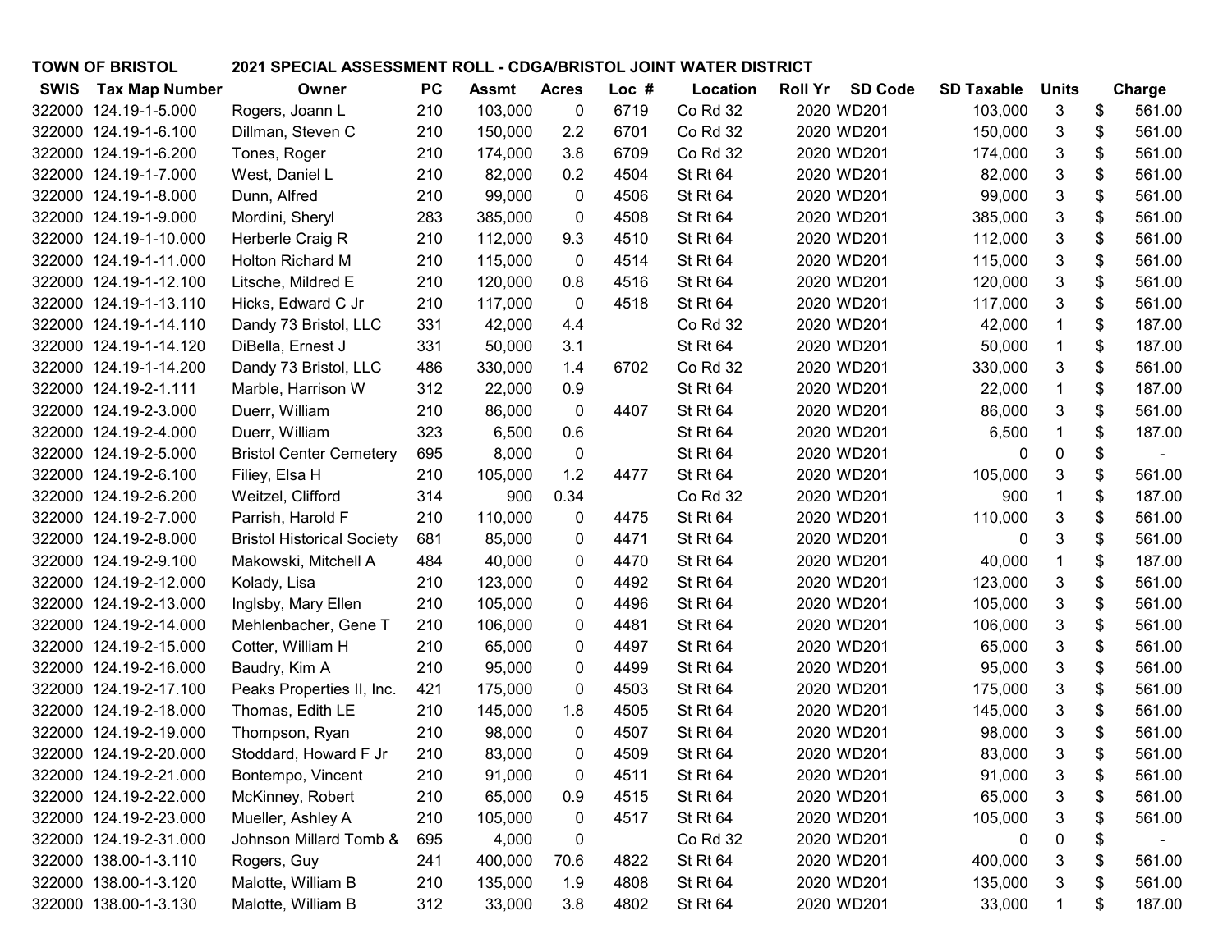**TOWN OF BRISTOL** **2021 SPECIAL ASSESSMENT ROLL - CDGA/BRISTOL JOINT WATER DISTRICT**

| SWIS | Tax Map Number | Owner | PC | Assmt | Acres | Loc # | Location | Roll Yr | SD Code | SD Taxable | Units | Charge |
|---|---|---|---|---|---|---|---|---|---|---|---|---|
| 322000 | 124.19-1-5.000 | Rogers, Joann L | 210 | 103,000 | 0 | 6719 | Co Rd 32 | 2020 | WD201 | 103,000 | 3 | $ 561.00 |
| 322000 | 124.19-1-6.100 | Dillman, Steven C | 210 | 150,000 | 2.2 | 6701 | Co Rd 32 | 2020 | WD201 | 150,000 | 3 | $ 561.00 |
| 322000 | 124.19-1-6.200 | Tones, Roger | 210 | 174,000 | 3.8 | 6709 | Co Rd 32 | 2020 | WD201 | 174,000 | 3 | $ 561.00 |
| 322000 | 124.19-1-7.000 | West, Daniel L | 210 | 82,000 | 0.2 | 4504 | St Rt 64 | 2020 | WD201 | 82,000 | 3 | $ 561.00 |
| 322000 | 124.19-1-8.000 | Dunn, Alfred | 210 | 99,000 | 0 | 4506 | St Rt 64 | 2020 | WD201 | 99,000 | 3 | $ 561.00 |
| 322000 | 124.19-1-9.000 | Mordini, Sheryl | 283 | 385,000 | 0 | 4508 | St Rt 64 | 2020 | WD201 | 385,000 | 3 | $ 561.00 |
| 322000 | 124.19-1-10.000 | Herberle Craig R | 210 | 112,000 | 9.3 | 4510 | St Rt 64 | 2020 | WD201 | 112,000 | 3 | $ 561.00 |
| 322000 | 124.19-1-11.000 | Holton Richard M | 210 | 115,000 | 0 | 4514 | St Rt 64 | 2020 | WD201 | 115,000 | 3 | $ 561.00 |
| 322000 | 124.19-1-12.100 | Litsche, Mildred E | 210 | 120,000 | 0.8 | 4516 | St Rt 64 | 2020 | WD201 | 120,000 | 3 | $ 561.00 |
| 322000 | 124.19-1-13.110 | Hicks, Edward C Jr | 210 | 117,000 | 0 | 4518 | St Rt 64 | 2020 | WD201 | 117,000 | 3 | $ 561.00 |
| 322000 | 124.19-1-14.110 | Dandy 73 Bristol, LLC | 331 | 42,000 | 4.4 | | Co Rd 32 | 2020 | WD201 | 42,000 | 1 | $ 187.00 |
| 322000 | 124.19-1-14.120 | DiBella, Ernest J | 331 | 50,000 | 3.1 | | St Rt 64 | 2020 | WD201 | 50,000 | 1 | $ 187.00 |
| 322000 | 124.19-1-14.200 | Dandy 73 Bristol, LLC | 486 | 330,000 | 1.4 | 6702 | Co Rd 32 | 2020 | WD201 | 330,000 | 3 | $ 561.00 |
| 322000 | 124.19-2-1.111 | Marble, Harrison W | 312 | 22,000 | 0.9 | | St Rt 64 | 2020 | WD201 | 22,000 | 1 | $ 187.00 |
| 322000 | 124.19-2-3.000 | Duerr, William | 210 | 86,000 | 0 | 4407 | St Rt 64 | 2020 | WD201 | 86,000 | 3 | $ 561.00 |
| 322000 | 124.19-2-4.000 | Duerr, William | 323 | 6,500 | 0.6 | | St Rt 64 | 2020 | WD201 | 6,500 | 1 | $ 187.00 |
| 322000 | 124.19-2-5.000 | Bristol Center Cemetery | 695 | 8,000 | 0 | | St Rt 64 | 2020 | WD201 | 0 | 0 | $ - |
| 322000 | 124.19-2-6.100 | Filiey, Elsa H | 210 | 105,000 | 1.2 | 4477 | St Rt 64 | 2020 | WD201 | 105,000 | 3 | $ 561.00 |
| 322000 | 124.19-2-6.200 | Weitzel, Clifford | 314 | 900 | 0.34 | | Co Rd 32 | 2020 | WD201 | 900 | 1 | $ 187.00 |
| 322000 | 124.19-2-7.000 | Parrish, Harold F | 210 | 110,000 | 0 | 4475 | St Rt 64 | 2020 | WD201 | 110,000 | 3 | $ 561.00 |
| 322000 | 124.19-2-8.000 | Bristol Historical Society | 681 | 85,000 | 0 | 4471 | St Rt 64 | 2020 | WD201 | 0 | 3 | $ 561.00 |
| 322000 | 124.19-2-9.100 | Makowski, Mitchell A | 484 | 40,000 | 0 | 4470 | St Rt 64 | 2020 | WD201 | 40,000 | 1 | $ 187.00 |
| 322000 | 124.19-2-12.000 | Kolady, Lisa | 210 | 123,000 | 0 | 4492 | St Rt 64 | 2020 | WD201 | 123,000 | 3 | $ 561.00 |
| 322000 | 124.19-2-13.000 | Inglsby, Mary Ellen | 210 | 105,000 | 0 | 4496 | St Rt 64 | 2020 | WD201 | 105,000 | 3 | $ 561.00 |
| 322000 | 124.19-2-14.000 | Mehlenbacher, Gene T | 210 | 106,000 | 0 | 4481 | St Rt 64 | 2020 | WD201 | 106,000 | 3 | $ 561.00 |
| 322000 | 124.19-2-15.000 | Cotter, William H | 210 | 65,000 | 0 | 4497 | St Rt 64 | 2020 | WD201 | 65,000 | 3 | $ 561.00 |
| 322000 | 124.19-2-16.000 | Baudry, Kim A | 210 | 95,000 | 0 | 4499 | St Rt 64 | 2020 | WD201 | 95,000 | 3 | $ 561.00 |
| 322000 | 124.19-2-17.100 | Peaks Properties II, Inc. | 421 | 175,000 | 0 | 4503 | St Rt 64 | 2020 | WD201 | 175,000 | 3 | $ 561.00 |
| 322000 | 124.19-2-18.000 | Thomas, Edith LE | 210 | 145,000 | 1.8 | 4505 | St Rt 64 | 2020 | WD201 | 145,000 | 3 | $ 561.00 |
| 322000 | 124.19-2-19.000 | Thompson, Ryan | 210 | 98,000 | 0 | 4507 | St Rt 64 | 2020 | WD201 | 98,000 | 3 | $ 561.00 |
| 322000 | 124.19-2-20.000 | Stoddard, Howard F Jr | 210 | 83,000 | 0 | 4509 | St Rt 64 | 2020 | WD201 | 83,000 | 3 | $ 561.00 |
| 322000 | 124.19-2-21.000 | Bontempo, Vincent | 210 | 91,000 | 0 | 4511 | St Rt 64 | 2020 | WD201 | 91,000 | 3 | $ 561.00 |
| 322000 | 124.19-2-22.000 | McKinney, Robert | 210 | 65,000 | 0.9 | 4515 | St Rt 64 | 2020 | WD201 | 65,000 | 3 | $ 561.00 |
| 322000 | 124.19-2-23.000 | Mueller, Ashley A | 210 | 105,000 | 0 | 4517 | St Rt 64 | 2020 | WD201 | 105,000 | 3 | $ 561.00 |
| 322000 | 124.19-2-31.000 | Johnson Millard Tomb & | 695 | 4,000 | 0 | | Co Rd 32 | 2020 | WD201 | 0 | 0 | $ - |
| 322000 | 138.00-1-3.110 | Rogers, Guy | 241 | 400,000 | 70.6 | 4822 | St Rt 64 | 2020 | WD201 | 400,000 | 3 | $ 561.00 |
| 322000 | 138.00-1-3.120 | Malotte, William B | 210 | 135,000 | 1.9 | 4808 | St Rt 64 | 2020 | WD201 | 135,000 | 3 | $ 561.00 |
| 322000 | 138.00-1-3.130 | Malotte, William B | 312 | 33,000 | 3.8 | 4802 | St Rt 64 | 2020 | WD201 | 33,000 | 1 | $ 187.00 |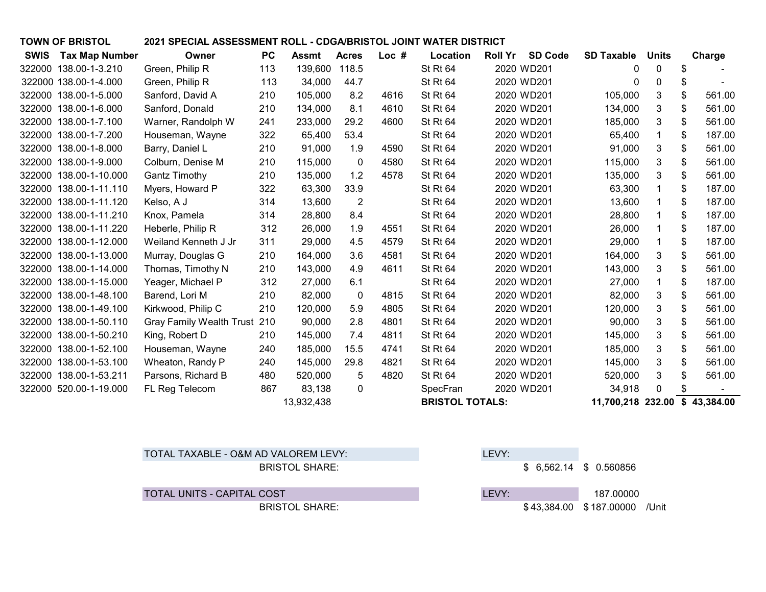**TOWN OF BRISTOL** **2021 SPECIAL ASSESSMENT ROLL - CDGA/BRISTOL JOINT WATER DISTRICT**

| SWIS | Tax Map Number | Owner | PC | Assmt | Acres | Loc # | Location | Roll Yr | SD Code | SD Taxable | Units | Charge |
|---|---|---|---|---|---|---|---|---|---|---|---|---|
| 322000 | 138.00-1-3.210 | Green, Philip R | 113 | 139,600 | 118.5 | | St Rt 64 | 2020 | WD201 | 0 | 0 | $ - |
| 322000 | 138.00-1-4.000 | Green, Philip R | 113 | 34,000 | 44.7 | | St Rt 64 | 2020 | WD201 | 0 | 0 | $ - |
| 322000 | 138.00-1-5.000 | Sanford, David A | 210 | 105,000 | 8.2 | 4616 | St Rt 64 | 2020 | WD201 | 105,000 | 3 | $ 561.00 |
| 322000 | 138.00-1-6.000 | Sanford, Donald | 210 | 134,000 | 8.1 | 4610 | St Rt 64 | 2020 | WD201 | 134,000 | 3 | $ 561.00 |
| 322000 | 138.00-1-7.100 | Warner, Randolph W | 241 | 233,000 | 29.2 | 4600 | St Rt 64 | 2020 | WD201 | 185,000 | 3 | $ 561.00 |
| 322000 | 138.00-1-7.200 | Houseman, Wayne | 322 | 65,400 | 53.4 | | St Rt 64 | 2020 | WD201 | 65,400 | 1 | $ 187.00 |
| 322000 | 138.00-1-8.000 | Barry, Daniel L | 210 | 91,000 | 1.9 | 4590 | St Rt 64 | 2020 | WD201 | 91,000 | 3 | $ 561.00 |
| 322000 | 138.00-1-9.000 | Colburn, Denise M | 210 | 115,000 | 0 | 4580 | St Rt 64 | 2020 | WD201 | 115,000 | 3 | $ 561.00 |
| 322000 | 138.00-1-10.000 | Gantz Timothy | 210 | 135,000 | 1.2 | 4578 | St Rt 64 | 2020 | WD201 | 135,000 | 3 | $ 561.00 |
| 322000 | 138.00-1-11.110 | Myers, Howard P | 322 | 63,300 | 33.9 | | St Rt 64 | 2020 | WD201 | 63,300 | 1 | $ 187.00 |
| 322000 | 138.00-1-11.120 | Kelso, A J | 314 | 13,600 | 2 | | St Rt 64 | 2020 | WD201 | 13,600 | 1 | $ 187.00 |
| 322000 | 138.00-1-11.210 | Knox, Pamela | 314 | 28,800 | 8.4 | | St Rt 64 | 2020 | WD201 | 28,800 | 1 | $ 187.00 |
| 322000 | 138.00-1-11.220 | Heberle, Philip R | 312 | 26,000 | 1.9 | 4551 | St Rt 64 | 2020 | WD201 | 26,000 | 1 | $ 187.00 |
| 322000 | 138.00-1-12.000 | Weiland Kenneth J Jr | 311 | 29,000 | 4.5 | 4579 | St Rt 64 | 2020 | WD201 | 29,000 | 1 | $ 187.00 |
| 322000 | 138.00-1-13.000 | Murray, Douglas G | 210 | 164,000 | 3.6 | 4581 | St Rt 64 | 2020 | WD201 | 164,000 | 3 | $ 561.00 |
| 322000 | 138.00-1-14.000 | Thomas, Timothy N | 210 | 143,000 | 4.9 | 4611 | St Rt 64 | 2020 | WD201 | 143,000 | 3 | $ 561.00 |
| 322000 | 138.00-1-15.000 | Yeager, Michael P | 312 | 27,000 | 6.1 | | St Rt 64 | 2020 | WD201 | 27,000 | 1 | $ 187.00 |
| 322000 | 138.00-1-48.100 | Barend, Lori M | 210 | 82,000 | 0 | 4815 | St Rt 64 | 2020 | WD201 | 82,000 | 3 | $ 561.00 |
| 322000 | 138.00-1-49.100 | Kirkwood, Philip C | 210 | 120,000 | 5.9 | 4805 | St Rt 64 | 2020 | WD201 | 120,000 | 3 | $ 561.00 |
| 322000 | 138.00-1-50.110 | Gray Family Wealth Trust | 210 | 90,000 | 2.8 | 4801 | St Rt 64 | 2020 | WD201 | 90,000 | 3 | $ 561.00 |
| 322000 | 138.00-1-50.210 | King, Robert D | 210 | 145,000 | 7.4 | 4811 | St Rt 64 | 2020 | WD201 | 145,000 | 3 | $ 561.00 |
| 322000 | 138.00-1-52.100 | Houseman, Wayne | 240 | 185,000 | 15.5 | 4741 | St Rt 64 | 2020 | WD201 | 185,000 | 3 | $ 561.00 |
| 322000 | 138.00-1-53.100 | Wheaton, Randy P | 240 | 145,000 | 29.8 | 4821 | St Rt 64 | 2020 | WD201 | 145,000 | 3 | $ 561.00 |
| 322000 | 138.00-1-53.211 | Parsons, Richard B | 480 | 520,000 | 5 | 4820 | St Rt 64 | 2020 | WD201 | 520,000 | 3 | $ 561.00 |
| 322000 | 520.00-1-19.000 | FL Reg Telecom | 867 | 83,138 | 0 | | SpecFran | 2020 | WD201 | 34,918 | 0 | $ - |
| | | | | 13,932,438 | | | **BRISTOL TOTALS:** | | | **11,700,218** | **232.00** | **$ 43,384.00** |

| | | | |
|---|---|---|---|
| TOTAL TAXABLE - O&M AD VALOREM LEVY: | LEVY: | | |
| BRISTOL SHARE: | $ 6,562.14 | $ 0.560856 | |
| TOTAL UNITS - CAPITAL COST | LEVY: | 187.00000 | |
| BRISTOL SHARE: | $ 43,384.00 | $ 187.00000 | /Unit |